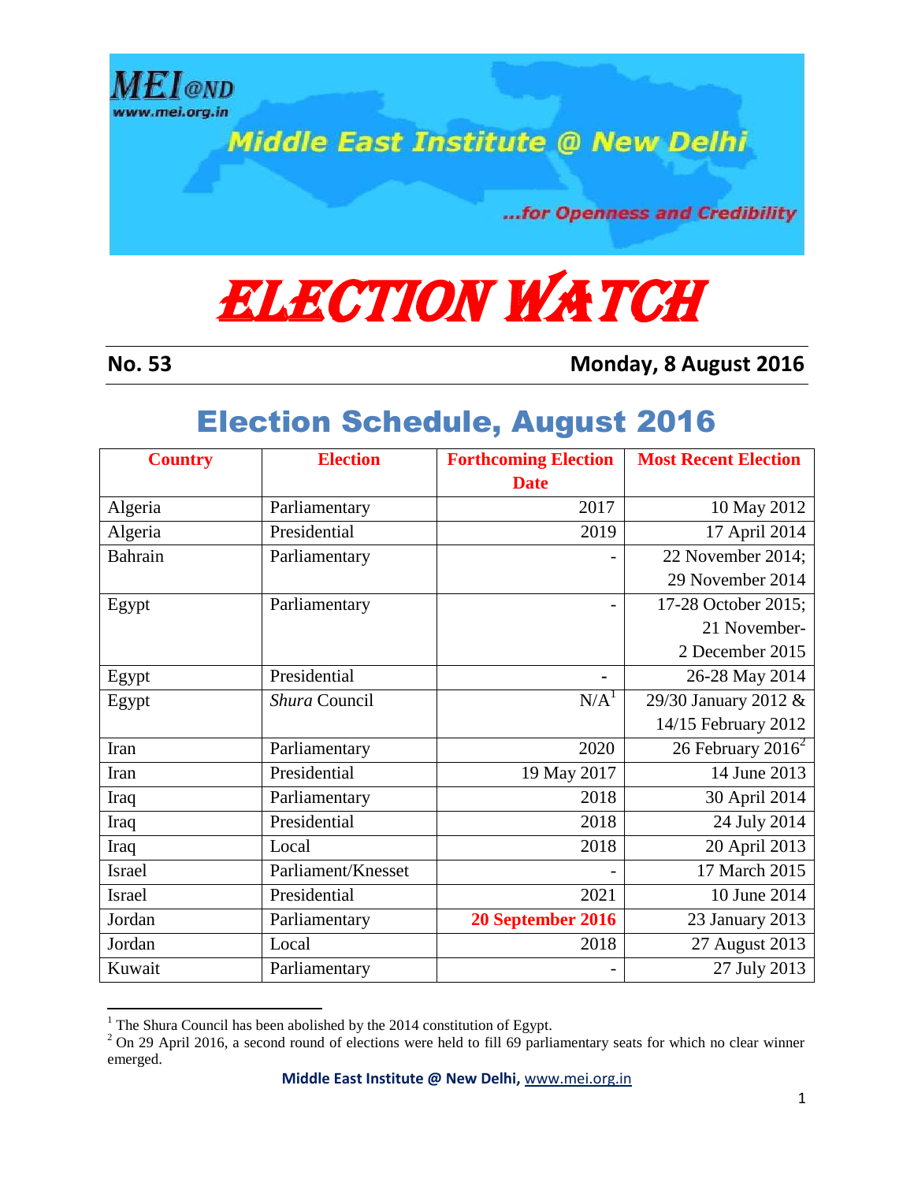MEI@ND
www.mei.org.in

Middle East Institute @ New Delhi

...for Openness and Credibility

# ELECTION WATCH

**No. 53** **Monday, 8 August 2016**

## Election Schedule, August 2016

| Country | Election | Forthcoming Election Date | Most Recent Election |
|---|---|---|---|
| Algeria | Parliamentary | 2017 | 10 May 2012 |
| Algeria | Presidential | 2019 | 17 April 2014 |
| Bahrain | Parliamentary | - | 22 November 2014; 29 November 2014 |
| Egypt | Parliamentary | - | 17-28 October 2015; 21 November-2 December 2015 |
| Egypt | Presidential | - | 26-28 May 2014 |
| Egypt | *Shura* Council | N/A[1] | 29/30 January 2012 & 14/15 February 2012 |
| Iran | Parliamentary | 2020 | 26 February 2016[2] |
| Iran | Presidential | 19 May 2017 | 14 June 2013 |
| Iraq | Parliamentary | 2018 | 30 April 2014 |
| Iraq | Presidential | 2018 | 24 July 2014 |
| Iraq | Local | 2018 | 20 April 2013 |
| Israel | Parliament/Knesset | - | 17 March 2015 |
| Israel | Presidential | 2021 | 10 June 2014 |
| Jordan | Parliamentary | **20 September 2016** | 23 January 2013 |
| Jordan | Local | 2018 | 27 August 2013 |
| Kuwait | Parliamentary | - | 27 July 2013 |

[1] The Shura Council has been abolished by the 2014 constitution of Egypt.

[2] On 29 April 2016, a second round of elections were held to fill 69 parliamentary seats for which no clear winner emerged.

**Middle East Institute @ New Delhi,** www.mei.org.in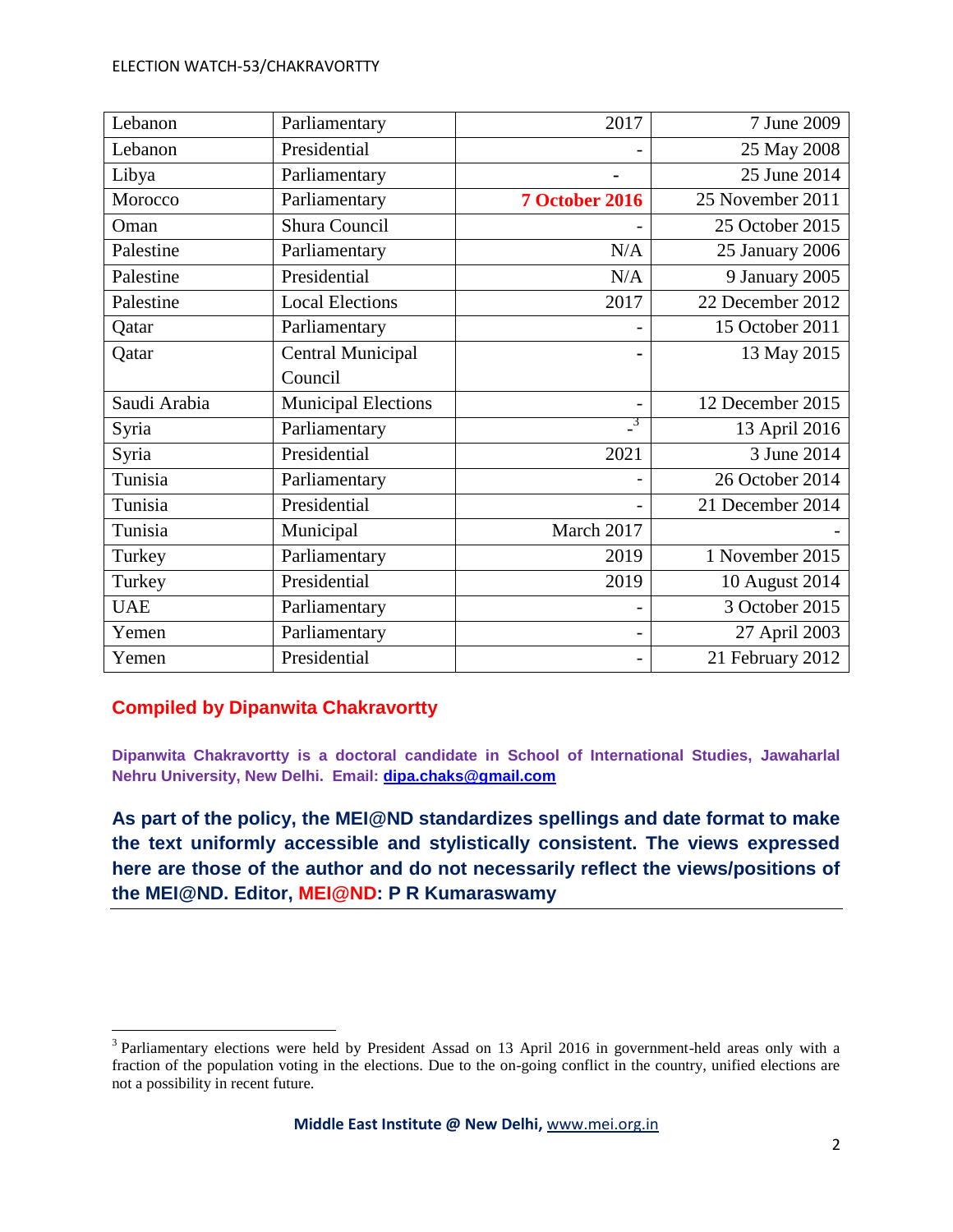| | | | |
|---|---|---|---|
| Lebanon | Parliamentary | 2017 | 7 June 2009 |
| Lebanon | Presidential | - | 25 May 2008 |
| Libya | Parliamentary | - | 25 June 2014 |
| Morocco | Parliamentary | **7 October 2016** | 25 November 2011 |
| Oman | Shura Council | - | 25 October 2015 |
| Palestine | Parliamentary | N/A | 25 January 2006 |
| Palestine | Presidential | N/A | 9 January 2005 |
| Palestine | Local Elections | 2017 | 22 December 2012 |
| Qatar | Parliamentary | - | 15 October 2011 |
| Qatar | Central Municipal Council | - | 13 May 2015 |
| Saudi Arabia | Municipal Elections | - | 12 December 2015 |
| Syria | Parliamentary | -[3] | 13 April 2016 |
| Syria | Presidential | 2021 | 3 June 2014 |
| Tunisia | Parliamentary | - | 26 October 2014 |
| Tunisia | Presidential | - | 21 December 2014 |
| Tunisia | Municipal | March 2017 | - |
| Turkey | Parliamentary | 2019 | 1 November 2015 |
| Turkey | Presidential | 2019 | 10 August 2014 |
| UAE | Parliamentary | - | 3 October 2015 |
| Yemen | Parliamentary | - | 27 April 2003 |
| Yemen | Presidential | - | 21 February 2012 |

**Compiled by Dipanwita Chakravortty**

**Dipanwita Chakravortty is a doctoral candidate in School of International Studies, Jawaharlal Nehru University, New Delhi. Email: dipa.chaks@gmail.com**

**As part of the policy, the MEI@ND standardizes spellings and date format to make the text uniformly accessible and stylistically consistent. The views expressed here are those of the author and do not necessarily reflect the views/positions of the MEI@ND. Editor, MEI@ND: P R Kumaraswamy**

[3] Parliamentary elections were held by President Assad on 13 April 2016 in government-held areas only with a fraction of the population voting in the elections. Due to the on-going conflict in the country, unified elections are not a possibility in recent future.